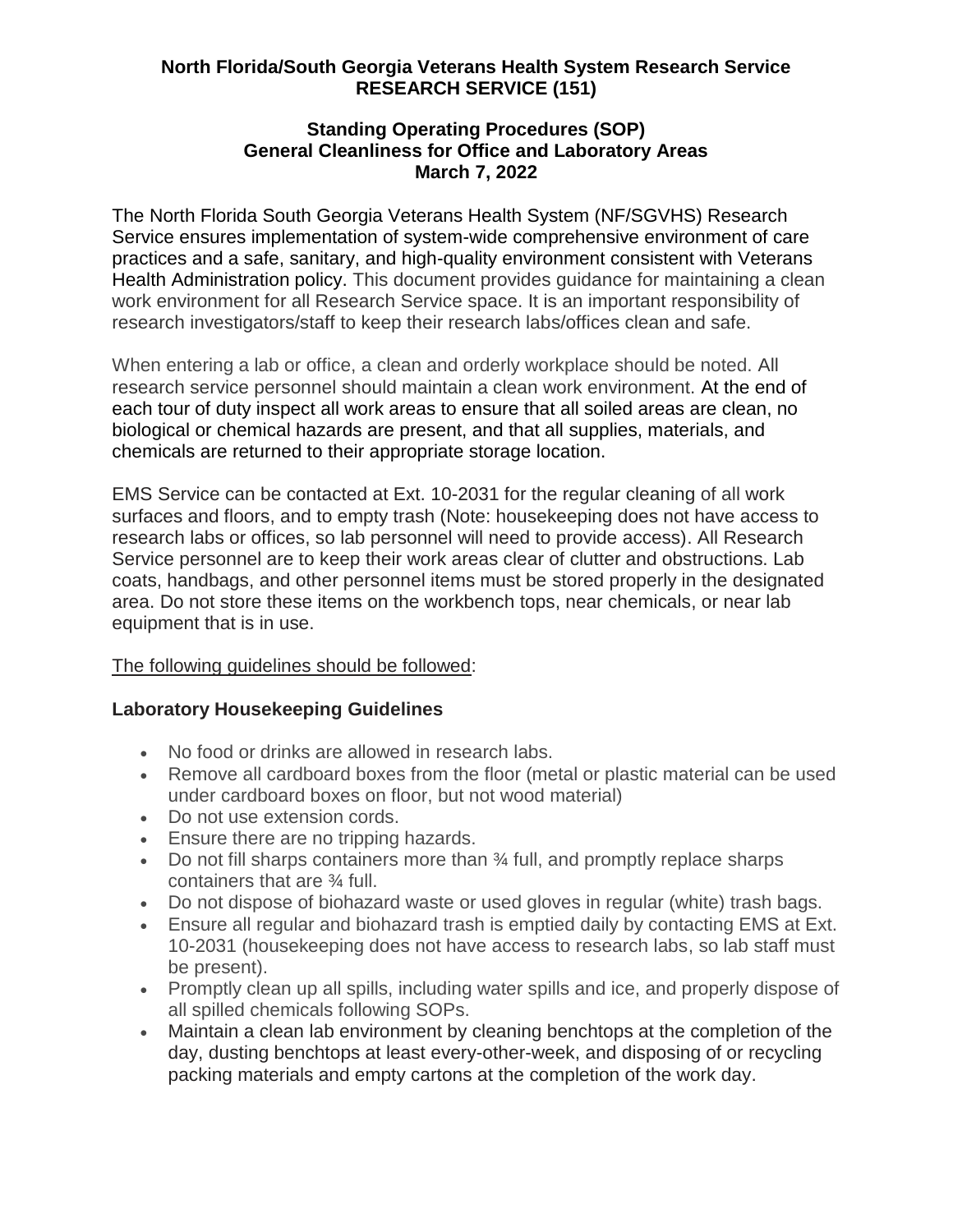**North Florida/South Georgia Veterans Health System Research Service**
**RESEARCH SERVICE (151)**

**Standing Operating Procedures (SOP)**
**General Cleanliness for Office and Laboratory Areas**
**March 7, 2022**

The North Florida South Georgia Veterans Health System (NF/SGVHS) Research Service ensures implementation of system-wide comprehensive environment of care practices and a safe, sanitary, and high-quality environment consistent with Veterans Health Administration policy. This document provides guidance for maintaining a clean work environment for all Research Service space. It is an important responsibility of research investigators/staff to keep their research labs/offices clean and safe.

When entering a lab or office, a clean and orderly workplace should be noted. All research service personnel should maintain a clean work environment. At the end of each tour of duty inspect all work areas to ensure that all soiled areas are clean, no biological or chemical hazards are present, and that all supplies, materials, and chemicals are returned to their appropriate storage location.

EMS Service can be contacted at Ext. 10-2031 for the regular cleaning of all work surfaces and floors, and to empty trash (Note: housekeeping does not have access to research labs or offices, so lab personnel will need to provide access). All Research Service personnel are to keep their work areas clear of clutter and obstructions. Lab coats, handbags, and other personnel items must be stored properly in the designated area. Do not store these items on the workbench tops, near chemicals, or near lab equipment that is in use.

<u>The following guidelines should be followed</u>:

### Laboratory Housekeeping Guidelines

- No food or drinks are allowed in research labs.
- Remove all cardboard boxes from the floor (metal or plastic material can be used under cardboard boxes on floor, but not wood material)
- Do not use extension cords.
- Ensure there are no tripping hazards.
- Do not fill sharps containers more than ¾ full, and promptly replace sharps containers that are ¾ full.
- Do not dispose of biohazard waste or used gloves in regular (white) trash bags.
- Ensure all regular and biohazard trash is emptied daily by contacting EMS at Ext. 10-2031 (housekeeping does not have access to research labs, so lab staff must be present).
- Promptly clean up all spills, including water spills and ice, and properly dispose of all spilled chemicals following SOPs.
- Maintain a clean lab environment by cleaning benchtops at the completion of the day, dusting benchtops at least every-other-week, and disposing of or recycling packing materials and empty cartons at the completion of the work day.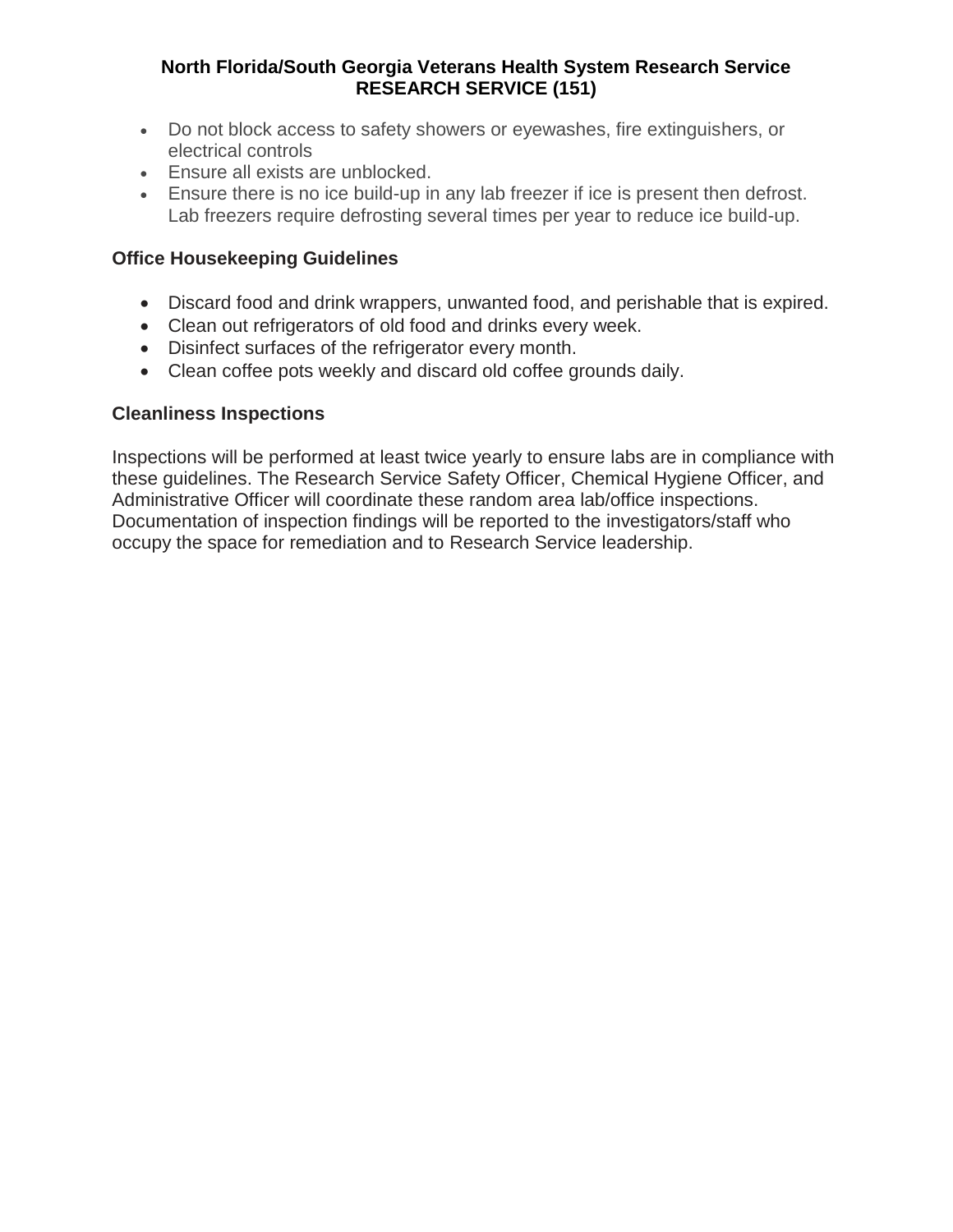- Do not block access to safety showers or eyewashes, fire extinguishers, or electrical controls
- Ensure all exists are unblocked.
- Ensure there is no ice build-up in any lab freezer if ice is present then defrost. Lab freezers require defrosting several times per year to reduce ice build-up.

### Office Housekeeping Guidelines

- Discard food and drink wrappers, unwanted food, and perishable that is expired.
- Clean out refrigerators of old food and drinks every week.
- Disinfect surfaces of the refrigerator every month.
- Clean coffee pots weekly and discard old coffee grounds daily.

### Cleanliness Inspections

Inspections will be performed at least twice yearly to ensure labs are in compliance with these guidelines. The Research Service Safety Officer, Chemical Hygiene Officer, and Administrative Officer will coordinate these random area lab/office inspections. Documentation of inspection findings will be reported to the investigators/staff who occupy the space for remediation and to Research Service leadership.